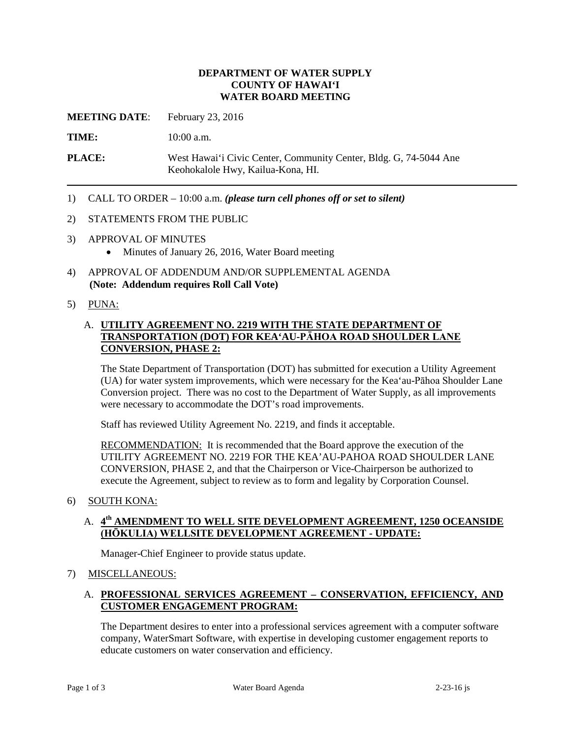**DEPARTMENT OF WATER SUPPLY**
**COUNTY OF HAWAIʻI**
**WATER BOARD MEETING**

**MEETING DATE**: February 23, 2016

**TIME:** 10:00 a.m.

**PLACE:** West Hawaiʻi Civic Center, Community Center, Bldg. G, 74-5044 Ane Keohokalole Hwy, Kailua-Kona, HI.

---

1) CALL TO ORDER – 10:00 a.m. ***(please turn cell phones off or set to silent)***

2) STATEMENTS FROM THE PUBLIC

3) APPROVAL OF MINUTES
   - Minutes of January 26, 2016, Water Board meeting

4) APPROVAL OF ADDENDUM AND/OR SUPPLEMENTAL AGENDA
   **(Note: Addendum requires Roll Call Vote)**

5) PUNA:

   A. **UTILITY AGREEMENT NO. 2219 WITH THE STATE DEPARTMENT OF TRANSPORTATION (DOT) FOR KEAʻAU-PĀHOA ROAD SHOULDER LANE CONVERSION, PHASE 2:**

   The State Department of Transportation (DOT) has submitted for execution a Utility Agreement (UA) for water system improvements, which were necessary for the Keaʻau-Pāhoa Shoulder Lane Conversion project. There was no cost to the Department of Water Supply, as all improvements were necessary to accommodate the DOT's road improvements.

   Staff has reviewed Utility Agreement No. 2219, and finds it acceptable.

   RECOMMENDATION: It is recommended that the Board approve the execution of the UTILITY AGREEMENT NO. 2219 FOR THE KEA'AU-PAHOA ROAD SHOULDER LANE CONVERSION, PHASE 2, and that the Chairperson or Vice-Chairperson be authorized to execute the Agreement, subject to review as to form and legality by Corporation Counsel.

6) SOUTH KONA:

   A. **4th AMENDMENT TO WELL SITE DEVELOPMENT AGREEMENT, 1250 OCEANSIDE (HŌKULIA) WELLSITE DEVELOPMENT AGREEMENT - UPDATE:**

   Manager-Chief Engineer to provide status update.

7) MISCELLANEOUS:

   A. **PROFESSIONAL SERVICES AGREEMENT – CONSERVATION, EFFICIENCY, AND CUSTOMER ENGAGEMENT PROGRAM:**

   The Department desires to enter into a professional services agreement with a computer software company, WaterSmart Software, with expertise in developing customer engagement reports to educate customers on water conservation and efficiency.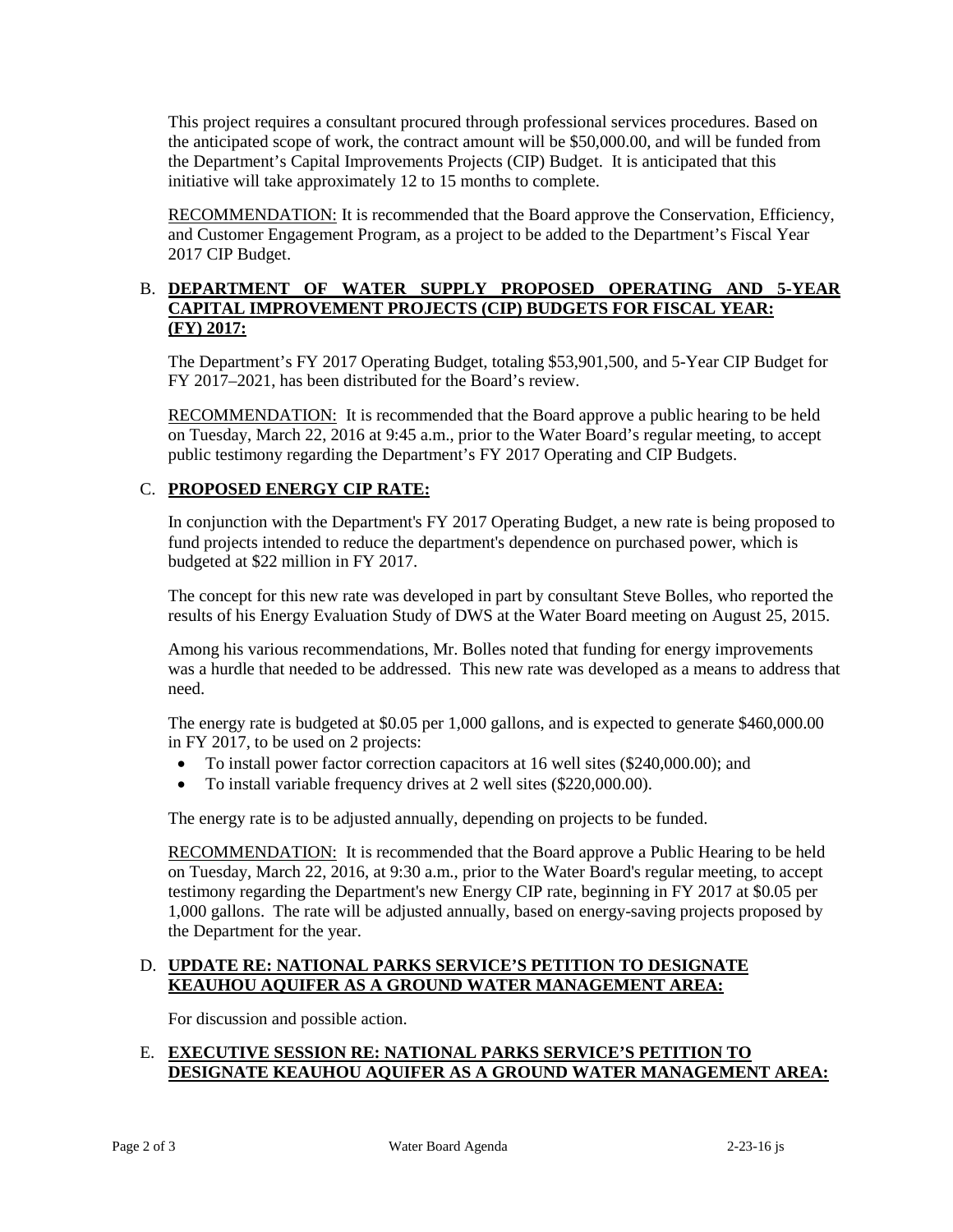This project requires a consultant procured through professional services procedures. Based on the anticipated scope of work, the contract amount will be $50,000.00, and will be funded from the Department's Capital Improvements Projects (CIP) Budget. It is anticipated that this initiative will take approximately 12 to 15 months to complete.

RECOMMENDATION: It is recommended that the Board approve the Conservation, Efficiency, and Customer Engagement Program, as a project to be added to the Department's Fiscal Year 2017 CIP Budget.

B. **DEPARTMENT OF WATER SUPPLY PROPOSED OPERATING AND 5-YEAR CAPITAL IMPROVEMENT PROJECTS (CIP) BUDGETS FOR FISCAL YEAR: (FY) 2017:**

The Department's FY 2017 Operating Budget, totaling $53,901,500, and 5-Year CIP Budget for FY 2017–2021, has been distributed for the Board's review.

RECOMMENDATION: It is recommended that the Board approve a public hearing to be held on Tuesday, March 22, 2016 at 9:45 a.m., prior to the Water Board's regular meeting, to accept public testimony regarding the Department's FY 2017 Operating and CIP Budgets.

C. **PROPOSED ENERGY CIP RATE:**

In conjunction with the Department's FY 2017 Operating Budget, a new rate is being proposed to fund projects intended to reduce the department's dependence on purchased power, which is budgeted at $22 million in FY 2017.

The concept for this new rate was developed in part by consultant Steve Bolles, who reported the results of his Energy Evaluation Study of DWS at the Water Board meeting on August 25, 2015.

Among his various recommendations, Mr. Bolles noted that funding for energy improvements was a hurdle that needed to be addressed. This new rate was developed as a means to address that need.

The energy rate is budgeted at $0.05 per 1,000 gallons, and is expected to generate $460,000.00 in FY 2017, to be used on 2 projects:

- To install power factor correction capacitors at 16 well sites ($240,000.00); and
- To install variable frequency drives at 2 well sites ($220,000.00).

The energy rate is to be adjusted annually, depending on projects to be funded.

RECOMMENDATION: It is recommended that the Board approve a Public Hearing to be held on Tuesday, March 22, 2016, at 9:30 a.m., prior to the Water Board's regular meeting, to accept testimony regarding the Department's new Energy CIP rate, beginning in FY 2017 at $0.05 per 1,000 gallons. The rate will be adjusted annually, based on energy-saving projects proposed by the Department for the year.

D. **UPDATE RE: NATIONAL PARKS SERVICE'S PETITION TO DESIGNATE KEAUHOU AQUIFER AS A GROUND WATER MANAGEMENT AREA:**

For discussion and possible action.

E. **EXECUTIVE SESSION RE: NATIONAL PARKS SERVICE'S PETITION TO DESIGNATE KEAUHOU AQUIFER AS A GROUND WATER MANAGEMENT AREA:**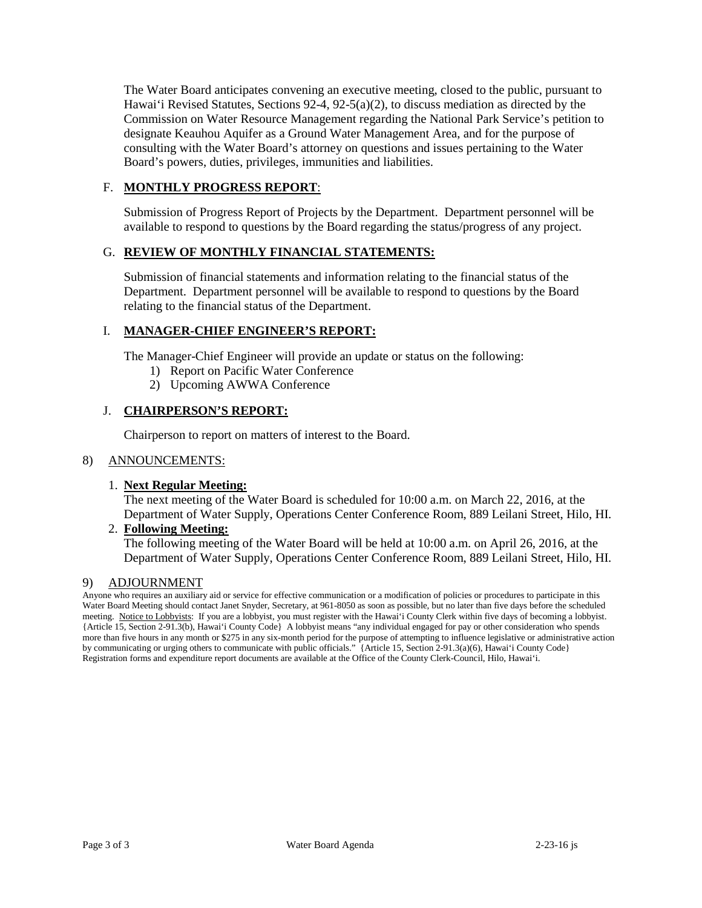The Water Board anticipates convening an executive meeting, closed to the public, pursuant to Hawai'i Revised Statutes, Sections 92-4, 92-5(a)(2), to discuss mediation as directed by the Commission on Water Resource Management regarding the National Park Service's petition to designate Keauhou Aquifer as a Ground Water Management Area, and for the purpose of consulting with the Water Board's attorney on questions and issues pertaining to the Water Board's powers, duties, privileges, immunities and liabilities.

F. **MONTHLY PROGRESS REPORT**:

Submission of Progress Report of Projects by the Department. Department personnel will be available to respond to questions by the Board regarding the status/progress of any project.

G. **REVIEW OF MONTHLY FINANCIAL STATEMENTS:**

Submission of financial statements and information relating to the financial status of the Department. Department personnel will be available to respond to questions by the Board relating to the financial status of the Department.

I. **MANAGER-CHIEF ENGINEER'S REPORT:**

The Manager-Chief Engineer will provide an update or status on the following:

1) Report on Pacific Water Conference
2) Upcoming AWWA Conference

J. **CHAIRPERSON'S REPORT:**

Chairperson to report on matters of interest to the Board.

8) ANNOUNCEMENTS:

1. **Next Regular Meeting:**
   The next meeting of the Water Board is scheduled for 10:00 a.m. on March 22, 2016, at the Department of Water Supply, Operations Center Conference Room, 889 Leilani Street, Hilo, HI.
2. **Following Meeting:**
   The following meeting of the Water Board will be held at 10:00 a.m. on April 26, 2016, at the Department of Water Supply, Operations Center Conference Room, 889 Leilani Street, Hilo, HI.

9) ADJOURNMENT

Anyone who requires an auxiliary aid or service for effective communication or a modification of policies or procedures to participate in this Water Board Meeting should contact Janet Snyder, Secretary, at 961-8050 as soon as possible, but no later than five days before the scheduled meeting. Notice to Lobbyists: If you are a lobbyist, you must register with the Hawai'i County Clerk within five days of becoming a lobbyist. {Article 15, Section 2-91.3(b), Hawai'i County Code} A lobbyist means "any individual engaged for pay or other consideration who spends more than five hours in any month or $275 in any six-month period for the purpose of attempting to influence legislative or administrative action by communicating or urging others to communicate with public officials." {Article 15, Section 2-91.3(a)(6), Hawai'i County Code} Registration forms and expenditure report documents are available at the Office of the County Clerk-Council, Hilo, Hawai'i.